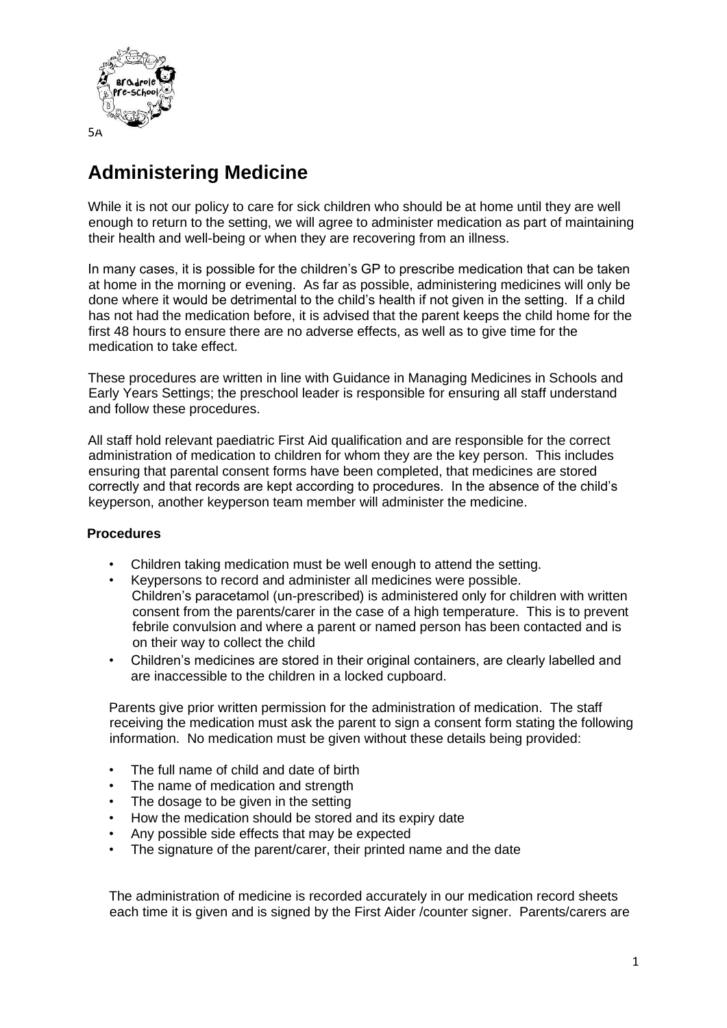5A

# Administering Medicine

While it is not our policy to care for sick children who should be at home until they are well enough to return to the setting, we will agree to administer medication as part of maintaining their health and well-being or when they are recovering from an illness.

In many cases, it is possible for the children's GP to prescribe medication that can be taken at home in the morning or evening. As far as possible, administering medicines will only be done where it would be detrimental to the child's health if not given in the setting. If a child has not had the medication before, it is advised that the parent keeps the child home for the first 48 hours to ensure there are no adverse effects, as well as to give time for the medication to take effect.

These procedures are written in line with Guidance in Managing Medicines in Schools and Early Years Settings; the preschool leader is responsible for ensuring all staff understand and follow these procedures.

All staff hold relevant paediatric First Aid qualification and are responsible for the correct administration of medication to children for whom they are the key person. This includes ensuring that parental consent forms have been completed, that medicines are stored correctly and that records are kept according to procedures. In the absence of the child's keyperson, another keyperson team member will administer the medicine.

### Procedures

- Children taking medication must be well enough to attend the setting.
- Keypersons to record and administer all medicines were possible.
  Children's paracetamol (un-prescribed) is administered only for children with written consent from the parents/carer in the case of a high temperature. This is to prevent febrile convulsion and where a parent or named person has been contacted and is on their way to collect the child
- Children's medicines are stored in their original containers, are clearly labelled and are inaccessible to the children in a locked cupboard.

Parents give prior written permission for the administration of medication. The staff receiving the medication must ask the parent to sign a consent form stating the following information. No medication must be given without these details being provided:

- The full name of child and date of birth
- The name of medication and strength
- The dosage to be given in the setting
- How the medication should be stored and its expiry date
- Any possible side effects that may be expected
- The signature of the parent/carer, their printed name and the date

The administration of medicine is recorded accurately in our medication record sheets each time it is given and is signed by the First Aider /counter signer. Parents/carers are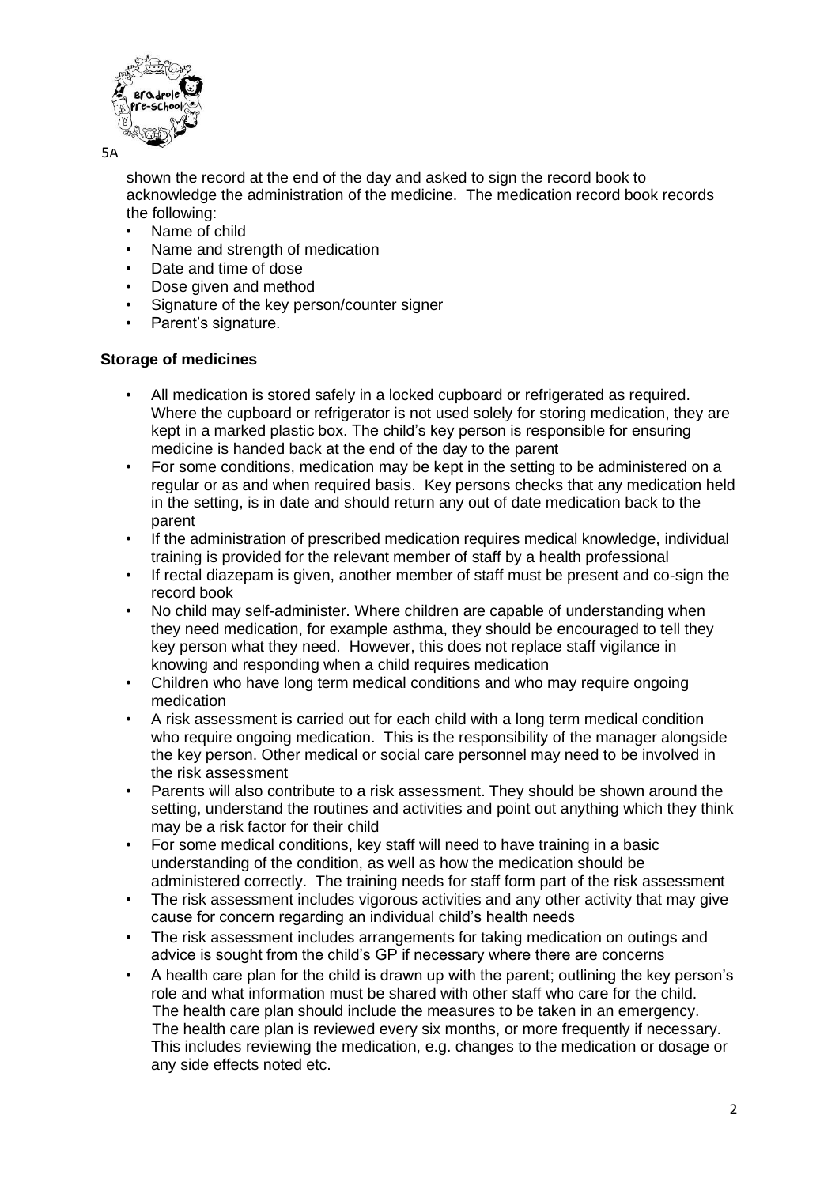shown the record at the end of the day and asked to sign the record book to acknowledge the administration of the medicine. The medication record book records the following:

- Name of child
- Name and strength of medication
- Date and time of dose
- Dose given and method
- Signature of the key person/counter signer
- Parent's signature.

**Storage of medicines**

- All medication is stored safely in a locked cupboard or refrigerated as required. Where the cupboard or refrigerator is not used solely for storing medication, they are kept in a marked plastic box. The child's key person is responsible for ensuring medicine is handed back at the end of the day to the parent
- For some conditions, medication may be kept in the setting to be administered on a regular or as and when required basis. Key persons checks that any medication held in the setting, is in date and should return any out of date medication back to the parent
- If the administration of prescribed medication requires medical knowledge, individual training is provided for the relevant member of staff by a health professional
- If rectal diazepam is given, another member of staff must be present and co-sign the record book
- No child may self-administer. Where children are capable of understanding when they need medication, for example asthma, they should be encouraged to tell they key person what they need. However, this does not replace staff vigilance in knowing and responding when a child requires medication
- Children who have long term medical conditions and who may require ongoing medication
- A risk assessment is carried out for each child with a long term medical condition who require ongoing medication. This is the responsibility of the manager alongside the key person. Other medical or social care personnel may need to be involved in the risk assessment
- Parents will also contribute to a risk assessment. They should be shown around the setting, understand the routines and activities and point out anything which they think may be a risk factor for their child
- For some medical conditions, key staff will need to have training in a basic understanding of the condition, as well as how the medication should be administered correctly. The training needs for staff form part of the risk assessment
- The risk assessment includes vigorous activities and any other activity that may give cause for concern regarding an individual child's health needs
- The risk assessment includes arrangements for taking medication on outings and advice is sought from the child's GP if necessary where there are concerns
- A health care plan for the child is drawn up with the parent; outlining the key person's role and what information must be shared with other staff who care for the child. The health care plan should include the measures to be taken in an emergency. The health care plan is reviewed every six months, or more frequently if necessary. This includes reviewing the medication, e.g. changes to the medication or dosage or any side effects noted etc.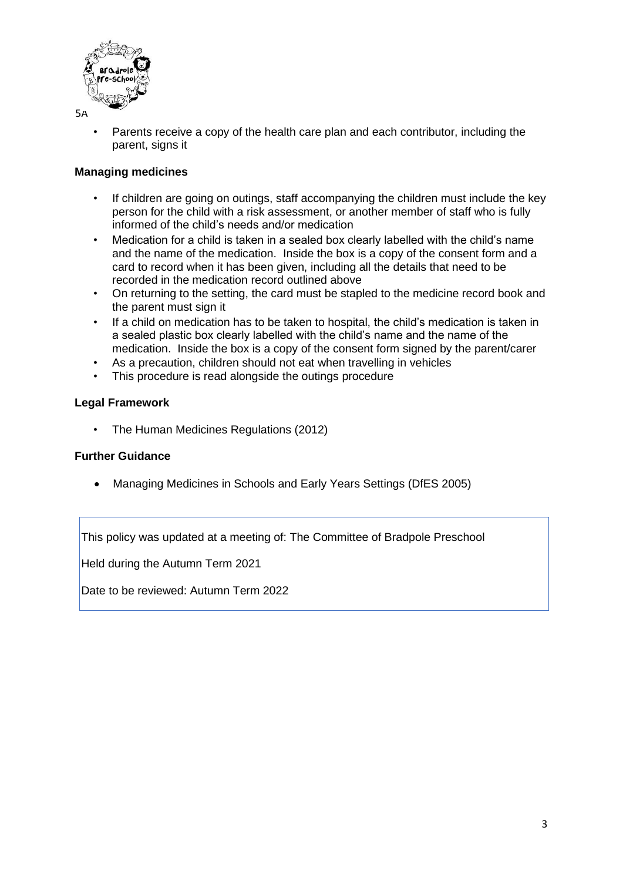5A

- Parents receive a copy of the health care plan and each contributor, including the parent, signs it

**Managing medicines**

- If children are going on outings, staff accompanying the children must include the key person for the child with a risk assessment, or another member of staff who is fully informed of the child's needs and/or medication
- Medication for a child is taken in a sealed box clearly labelled with the child's name and the name of the medication. Inside the box is a copy of the consent form and a card to record when it has been given, including all the details that need to be recorded in the medication record outlined above
- On returning to the setting, the card must be stapled to the medicine record book and the parent must sign it
- If a child on medication has to be taken to hospital, the child's medication is taken in a sealed plastic box clearly labelled with the child's name and the name of the medication. Inside the box is a copy of the consent form signed by the parent/carer
- As a precaution, children should not eat when travelling in vehicles
- This procedure is read alongside the outings procedure

**Legal Framework**

- The Human Medicines Regulations (2012)

**Further Guidance**

- Managing Medicines in Schools and Early Years Settings (DfES 2005)

This policy was updated at a meeting of: The Committee of Bradpole Preschool

Held during the Autumn Term 2021

Date to be reviewed: Autumn Term 2022